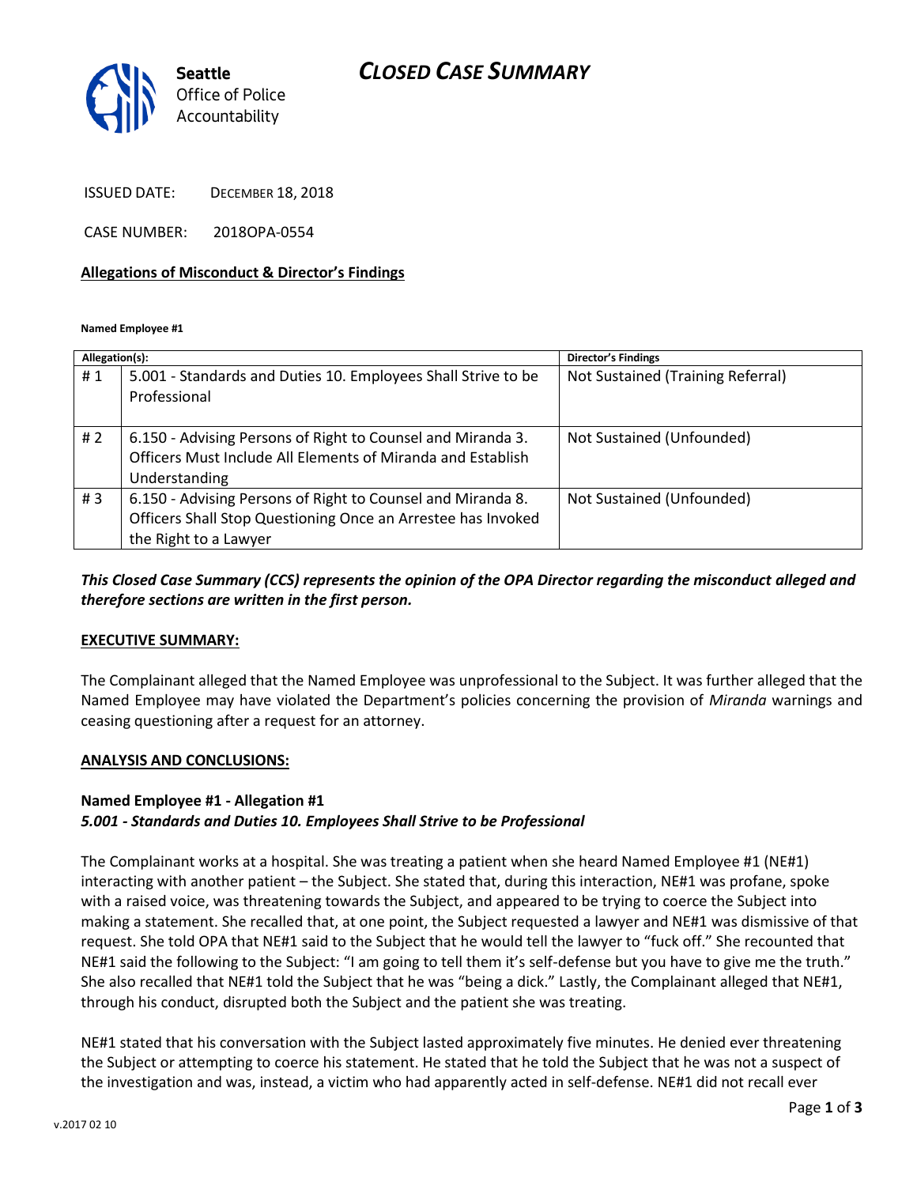# CLOSED CASE SUMMARY

Seattle Office of Police Accountability

ISSUED DATE: DECEMBER 18, 2018

CASE NUMBER: 2018OPA-0554

**Allegations of Misconduct & Director's Findings**

**Named Employee #1**

| Allegation(s): | | Director's Findings |
|---|---|---|
| # 1 | 5.001 - Standards and Duties 10. Employees Shall Strive to be Professional | Not Sustained (Training Referral) |
| # 2 | 6.150 - Advising Persons of Right to Counsel and Miranda 3. Officers Must Include All Elements of Miranda and Establish Understanding | Not Sustained (Unfounded) |
| # 3 | 6.150 - Advising Persons of Right to Counsel and Miranda 8. Officers Shall Stop Questioning Once an Arrestee has Invoked the Right to a Lawyer | Not Sustained (Unfounded) |

***This Closed Case Summary (CCS) represents the opinion of the OPA Director regarding the misconduct alleged and therefore sections are written in the first person.***

**EXECUTIVE SUMMARY:**

The Complainant alleged that the Named Employee was unprofessional to the Subject. It was further alleged that the Named Employee may have violated the Department's policies concerning the provision of *Miranda* warnings and ceasing questioning after a request for an attorney.

**ANALYSIS AND CONCLUSIONS:**

**Named Employee #1 - Allegation #1**
***5.001 - Standards and Duties 10. Employees Shall Strive to be Professional***

The Complainant works at a hospital. She was treating a patient when she heard Named Employee #1 (NE#1) interacting with another patient – the Subject. She stated that, during this interaction, NE#1 was profane, spoke with a raised voice, was threatening towards the Subject, and appeared to be trying to coerce the Subject into making a statement. She recalled that, at one point, the Subject requested a lawyer and NE#1 was dismissive of that request. She told OPA that NE#1 said to the Subject that he would tell the lawyer to "fuck off." She recounted that NE#1 said the following to the Subject: "I am going to tell them it's self-defense but you have to give me the truth." She also recalled that NE#1 told the Subject that he was "being a dick." Lastly, the Complainant alleged that NE#1, through his conduct, disrupted both the Subject and the patient she was treating.

NE#1 stated that his conversation with the Subject lasted approximately five minutes. He denied ever threatening the Subject or attempting to coerce his statement. He stated that he told the Subject that he was not a suspect of the investigation and was, instead, a victim who had apparently acted in self-defense. NE#1 did not recall ever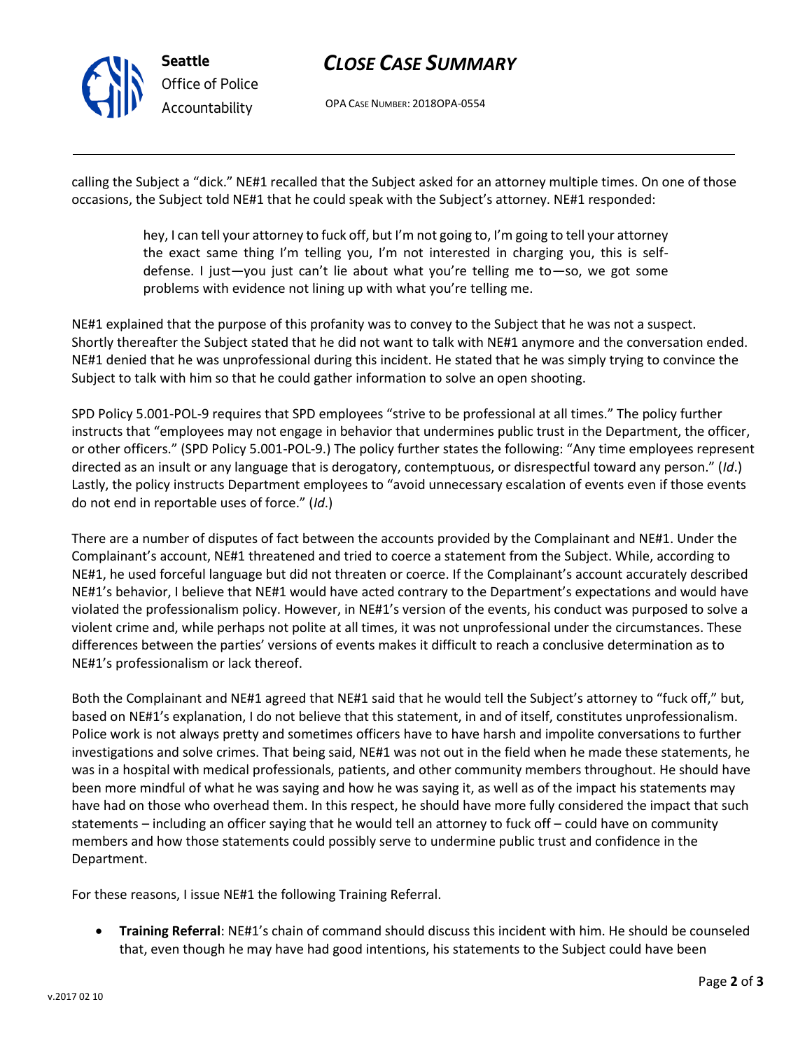calling the Subject a "dick." NE#1 recalled that the Subject asked for an attorney multiple times. On one of those occasions, the Subject told NE#1 that he could speak with the Subject's attorney. NE#1 responded:

> hey, I can tell your attorney to fuck off, but I'm not going to, I'm going to tell your attorney the exact same thing I'm telling you, I'm not interested in charging you, this is self-defense. I just—you just can't lie about what you're telling me to—so, we got some problems with evidence not lining up with what you're telling me.

NE#1 explained that the purpose of this profanity was to convey to the Subject that he was not a suspect. Shortly thereafter the Subject stated that he did not want to talk with NE#1 anymore and the conversation ended. NE#1 denied that he was unprofessional during this incident. He stated that he was simply trying to convince the Subject to talk with him so that he could gather information to solve an open shooting.

SPD Policy 5.001-POL-9 requires that SPD employees "strive to be professional at all times." The policy further instructs that "employees may not engage in behavior that undermines public trust in the Department, the officer, or other officers." (SPD Policy 5.001-POL-9.) The policy further states the following: "Any time employees represent directed as an insult or any language that is derogatory, contemptuous, or disrespectful toward any person." (*Id*.) Lastly, the policy instructs Department employees to "avoid unnecessary escalation of events even if those events do not end in reportable uses of force." (*Id*.)

There are a number of disputes of fact between the accounts provided by the Complainant and NE#1. Under the Complainant's account, NE#1 threatened and tried to coerce a statement from the Subject. While, according to NE#1, he used forceful language but did not threaten or coerce. If the Complainant's account accurately described NE#1's behavior, I believe that NE#1 would have acted contrary to the Department's expectations and would have violated the professionalism policy. However, in NE#1's version of the events, his conduct was purposed to solve a violent crime and, while perhaps not polite at all times, it was not unprofessional under the circumstances. These differences between the parties' versions of events makes it difficult to reach a conclusive determination as to NE#1's professionalism or lack thereof.

Both the Complainant and NE#1 agreed that NE#1 said that he would tell the Subject's attorney to "fuck off," but, based on NE#1's explanation, I do not believe that this statement, in and of itself, constitutes unprofessionalism. Police work is not always pretty and sometimes officers have to have harsh and impolite conversations to further investigations and solve crimes. That being said, NE#1 was not out in the field when he made these statements, he was in a hospital with medical professionals, patients, and other community members throughout. He should have been more mindful of what he was saying and how he was saying it, as well as of the impact his statements may have had on those who overhead them. In this respect, he should have more fully considered the impact that such statements – including an officer saying that he would tell an attorney to fuck off – could have on community members and how those statements could possibly serve to undermine public trust and confidence in the Department.

For these reasons, I issue NE#1 the following Training Referral.

- **Training Referral**: NE#1's chain of command should discuss this incident with him. He should be counseled that, even though he may have had good intentions, his statements to the Subject could have been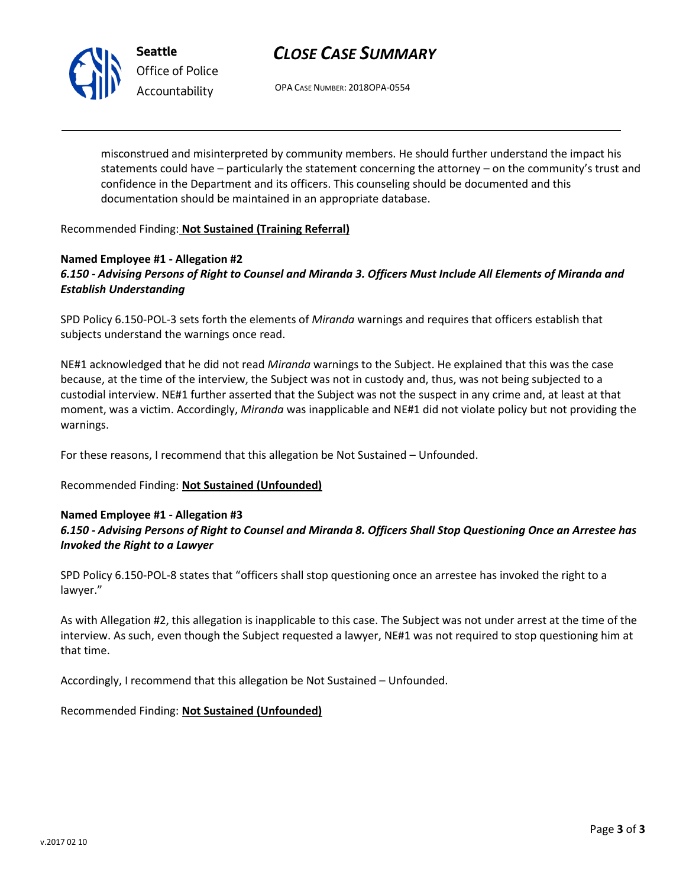misconstrued and misinterpreted by community members. He should further understand the impact his statements could have – particularly the statement concerning the attorney – on the community's trust and confidence in the Department and its officers. This counseling should be documented and this documentation should be maintained in an appropriate database.

Recommended Finding: **Not Sustained (Training Referral)**

**Named Employee #1 - Allegation #2**
***6.150 - Advising Persons of Right to Counsel and Miranda 3. Officers Must Include All Elements of Miranda and Establish Understanding***

SPD Policy 6.150-POL-3 sets forth the elements of *Miranda* warnings and requires that officers establish that subjects understand the warnings once read.

NE#1 acknowledged that he did not read *Miranda* warnings to the Subject. He explained that this was the case because, at the time of the interview, the Subject was not in custody and, thus, was not being subjected to a custodial interview. NE#1 further asserted that the Subject was not the suspect in any crime and, at least at that moment, was a victim. Accordingly, *Miranda* was inapplicable and NE#1 did not violate policy but not providing the warnings.

For these reasons, I recommend that this allegation be Not Sustained – Unfounded.

Recommended Finding: **Not Sustained (Unfounded)**

**Named Employee #1 - Allegation #3**
***6.150 - Advising Persons of Right to Counsel and Miranda 8. Officers Shall Stop Questioning Once an Arrestee has Invoked the Right to a Lawyer***

SPD Policy 6.150-POL-8 states that "officers shall stop questioning once an arrestee has invoked the right to a lawyer."

As with Allegation #2, this allegation is inapplicable to this case. The Subject was not under arrest at the time of the interview. As such, even though the Subject requested a lawyer, NE#1 was not required to stop questioning him at that time.

Accordingly, I recommend that this allegation be Not Sustained – Unfounded.

Recommended Finding: **Not Sustained (Unfounded)**